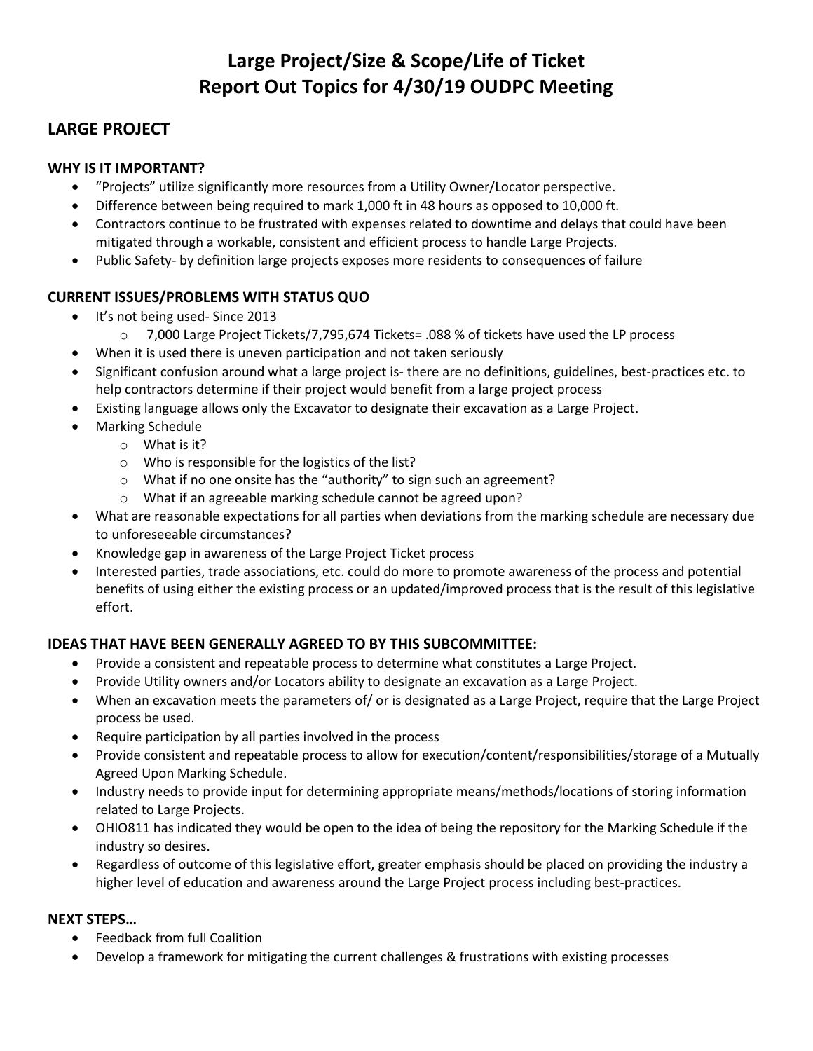# Large Project/Size & Scope/Life of Ticket
# Report Out Topics for 4/30/19 OUDPC Meeting

## LARGE PROJECT

### WHY IS IT IMPORTANT?

- "Projects" utilize significantly more resources from a Utility Owner/Locator perspective.
- Difference between being required to mark 1,000 ft in 48 hours as opposed to 10,000 ft.
- Contractors continue to be frustrated with expenses related to downtime and delays that could have been mitigated through a workable, consistent and efficient process to handle Large Projects.
- Public Safety- by definition large projects exposes more residents to consequences of failure

### CURRENT ISSUES/PROBLEMS WITH STATUS QUO

- It's not being used- Since 2013
  - 7,000 Large Project Tickets/7,795,674 Tickets= .088 % of tickets have used the LP process
- When it is used there is uneven participation and not taken seriously
- Significant confusion around what a large project is- there are no definitions, guidelines, best-practices etc. to help contractors determine if their project would benefit from a large project process
- Existing language allows only the Excavator to designate their excavation as a Large Project.
- Marking Schedule
  - What is it?
  - Who is responsible for the logistics of the list?
  - What if no one onsite has the "authority" to sign such an agreement?
  - What if an agreeable marking schedule cannot be agreed upon?
- What are reasonable expectations for all parties when deviations from the marking schedule are necessary due to unforeseeable circumstances?
- Knowledge gap in awareness of the Large Project Ticket process
- Interested parties, trade associations, etc. could do more to promote awareness of the process and potential benefits of using either the existing process or an updated/improved process that is the result of this legislative effort.

### IDEAS THAT HAVE BEEN GENERALLY AGREED TO BY THIS SUBCOMMITTEE:

- Provide a consistent and repeatable process to determine what constitutes a Large Project.
- Provide Utility owners and/or Locators ability to designate an excavation as a Large Project.
- When an excavation meets the parameters of/ or is designated as a Large Project, require that the Large Project process be used.
- Require participation by all parties involved in the process
- Provide consistent and repeatable process to allow for execution/content/responsibilities/storage of a Mutually Agreed Upon Marking Schedule.
- Industry needs to provide input for determining appropriate means/methods/locations of storing information related to Large Projects.
- OHIO811 has indicated they would be open to the idea of being the repository for the Marking Schedule if the industry so desires.
- Regardless of outcome of this legislative effort, greater emphasis should be placed on providing the industry a higher level of education and awareness around the Large Project process including best-practices.

### NEXT STEPS…

- Feedback from full Coalition
- Develop a framework for mitigating the current challenges & frustrations with existing processes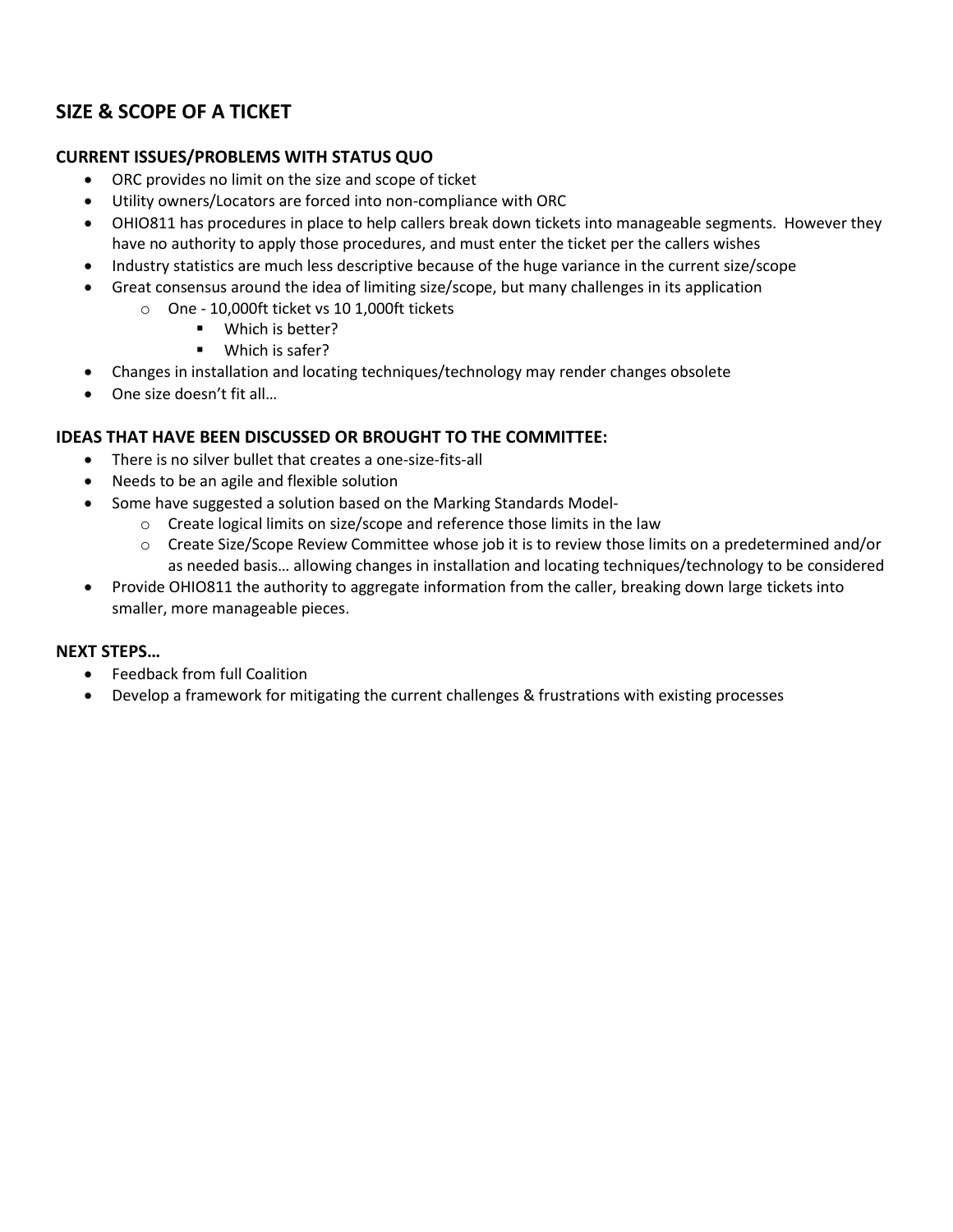## SIZE & SCOPE OF A TICKET

### CURRENT ISSUES/PROBLEMS WITH STATUS QUO

- ORC provides no limit on the size and scope of ticket
- Utility owners/Locators are forced into non-compliance with ORC
- OHIO811 has procedures in place to help callers break down tickets into manageable segments. However they have no authority to apply those procedures, and must enter the ticket per the callers wishes
- Industry statistics are much less descriptive because of the huge variance in the current size/scope
- Great consensus around the idea of limiting size/scope, but many challenges in its application
  - One - 10,000ft ticket vs 10 1,000ft tickets
    - Which is better?
    - Which is safer?
- Changes in installation and locating techniques/technology may render changes obsolete
- One size doesn't fit all…

### IDEAS THAT HAVE BEEN DISCUSSED OR BROUGHT TO THE COMMITTEE:

- There is no silver bullet that creates a one-size-fits-all
- Needs to be an agile and flexible solution
- Some have suggested a solution based on the Marking Standards Model-
  - Create logical limits on size/scope and reference those limits in the law
  - Create Size/Scope Review Committee whose job it is to review those limits on a predetermined and/or as needed basis… allowing changes in installation and locating techniques/technology to be considered
- Provide OHIO811 the authority to aggregate information from the caller, breaking down large tickets into smaller, more manageable pieces.

### NEXT STEPS…

- Feedback from full Coalition
- Develop a framework for mitigating the current challenges & frustrations with existing processes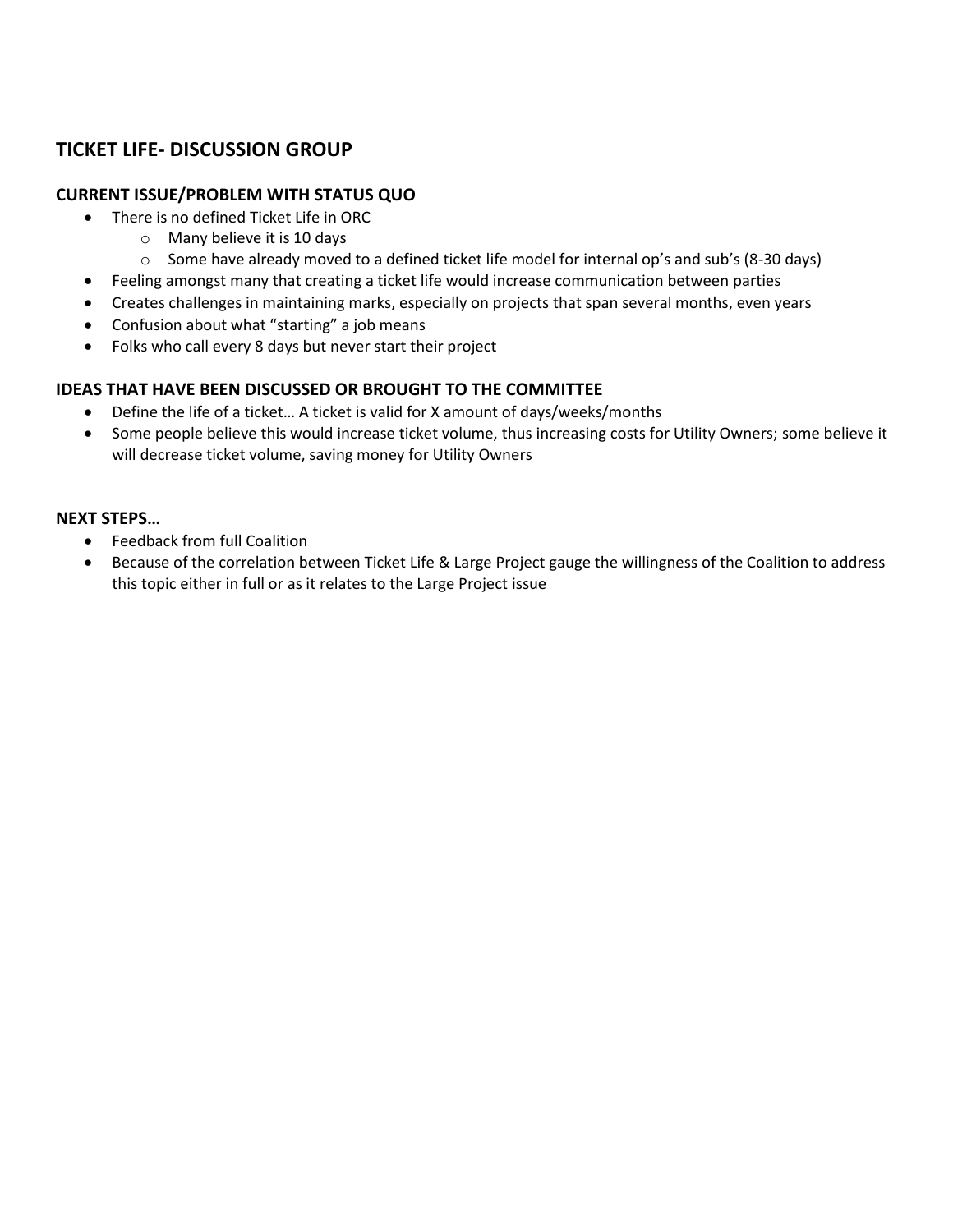## TICKET LIFE- DISCUSSION GROUP

### CURRENT ISSUE/PROBLEM WITH STATUS QUO

- There is no defined Ticket Life in ORC
  - Many believe it is 10 days
  - Some have already moved to a defined ticket life model for internal op's and sub's (8-30 days)
- Feeling amongst many that creating a ticket life would increase communication between parties
- Creates challenges in maintaining marks, especially on projects that span several months, even years
- Confusion about what "starting" a job means
- Folks who call every 8 days but never start their project

### IDEAS THAT HAVE BEEN DISCUSSED OR BROUGHT TO THE COMMITTEE

- Define the life of a ticket… A ticket is valid for X amount of days/weeks/months
- Some people believe this would increase ticket volume, thus increasing costs for Utility Owners; some believe it will decrease ticket volume, saving money for Utility Owners

### NEXT STEPS…

- Feedback from full Coalition
- Because of the correlation between Ticket Life & Large Project gauge the willingness of the Coalition to address this topic either in full or as it relates to the Large Project issue